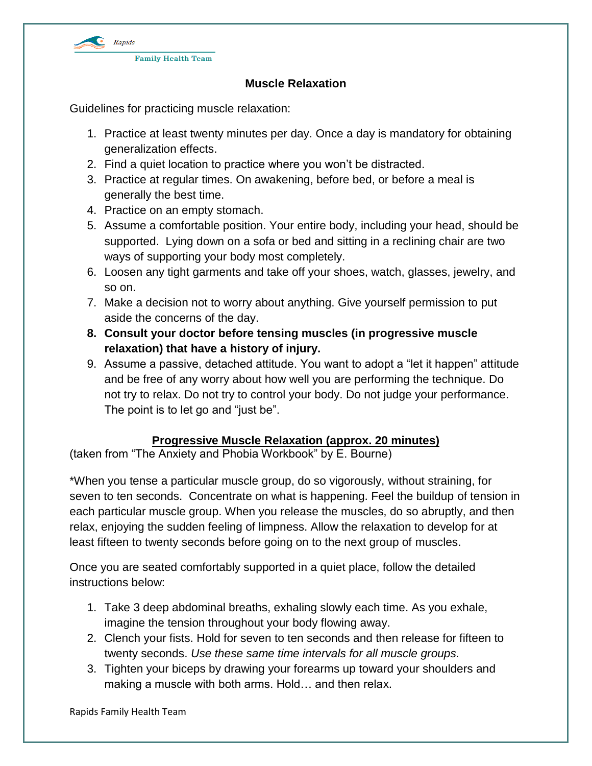# Muscle Relaxation

Guidelines for practicing muscle relaxation:

1. Practice at least twenty minutes per day. Once a day is mandatory for obtaining generalization effects.
2. Find a quiet location to practice where you won't be distracted.
3. Practice at regular times. On awakening, before bed, or before a meal is generally the best time.
4. Practice on an empty stomach.
5. Assume a comfortable position. Your entire body, including your head, should be supported. Lying down on a sofa or bed and sitting in a reclining chair are two ways of supporting your body most completely.
6. Loosen any tight garments and take off your shoes, watch, glasses, jewelry, and so on.
7. Make a decision not to worry about anything. Give yourself permission to put aside the concerns of the day.
8. **Consult your doctor before tensing muscles (in progressive muscle relaxation) that have a history of injury.**
9. Assume a passive, detached attitude. You want to adopt a "let it happen" attitude and be free of any worry about how well you are performing the technique. Do not try to relax. Do not try to control your body. Do not judge your performance. The point is to let go and "just be".

## Progressive Muscle Relaxation (approx. 20 minutes)

(taken from "The Anxiety and Phobia Workbook" by E. Bourne)

*When you tense a particular muscle group, do so vigorously, without straining, for seven to ten seconds. Concentrate on what is happening. Feel the buildup of tension in each particular muscle group. When you release the muscles, do so abruptly, and then relax, enjoying the sudden feeling of limpness. Allow the relaxation to develop for at least fifteen to twenty seconds before going on to the next group of muscles.

Once you are seated comfortably supported in a quiet place, follow the detailed instructions below:

1. Take 3 deep abdominal breaths, exhaling slowly each time. As you exhale, imagine the tension throughout your body flowing away.
2. Clench your fists. Hold for seven to ten seconds and then release for fifteen to twenty seconds. *Use these same time intervals for all muscle groups.*
3. Tighten your biceps by drawing your forearms up toward your shoulders and making a muscle with both arms. Hold… and then relax.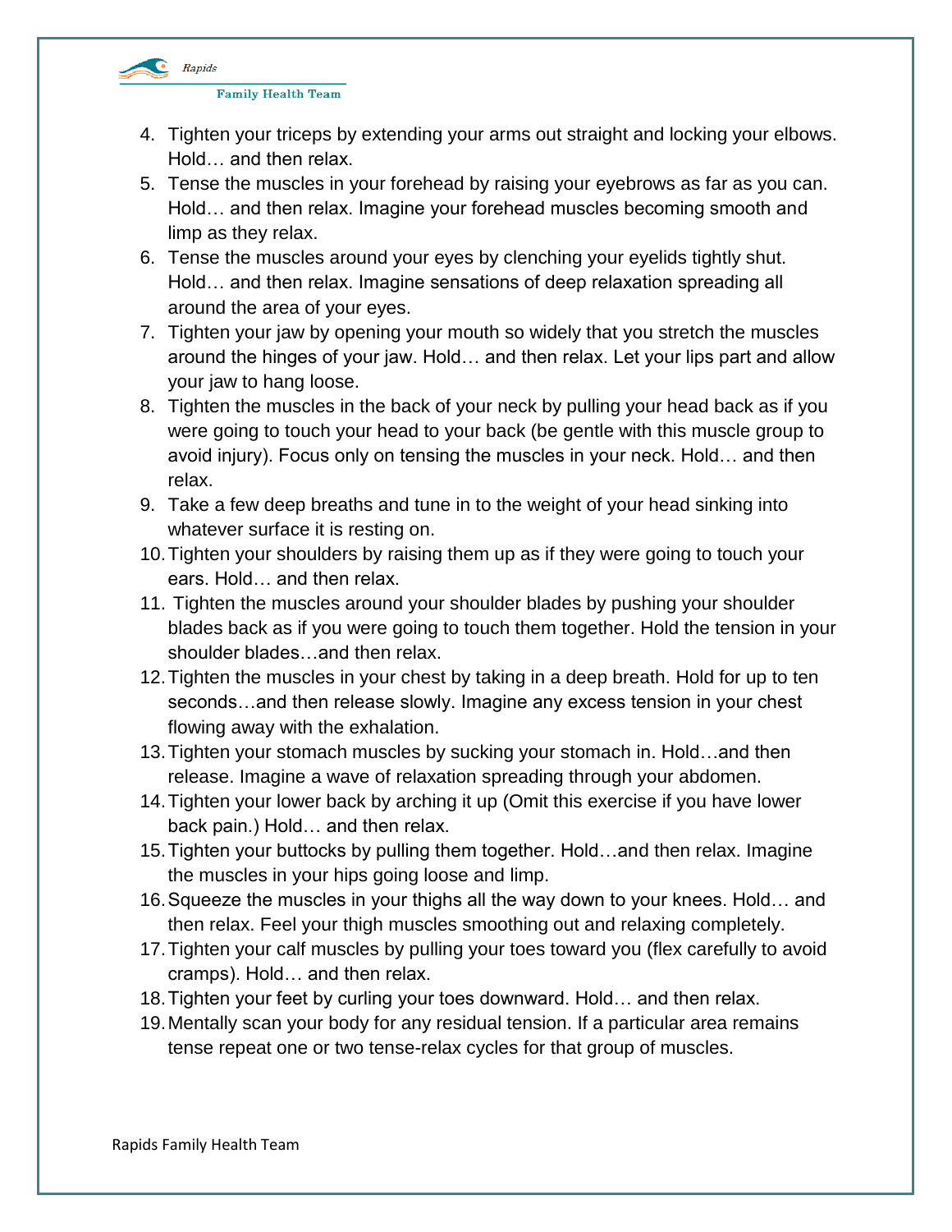4. Tighten your triceps by extending your arms out straight and locking your elbows. Hold… and then relax.
5. Tense the muscles in your forehead by raising your eyebrows as far as you can. Hold… and then relax. Imagine your forehead muscles becoming smooth and limp as they relax.
6. Tense the muscles around your eyes by clenching your eyelids tightly shut. Hold… and then relax. Imagine sensations of deep relaxation spreading all around the area of your eyes.
7. Tighten your jaw by opening your mouth so widely that you stretch the muscles around the hinges of your jaw. Hold… and then relax. Let your lips part and allow your jaw to hang loose.
8. Tighten the muscles in the back of your neck by pulling your head back as if you were going to touch your head to your back (be gentle with this muscle group to avoid injury). Focus only on tensing the muscles in your neck. Hold… and then relax.
9. Take a few deep breaths and tune in to the weight of your head sinking into whatever surface it is resting on.
10. Tighten your shoulders by raising them up as if they were going to touch your ears. Hold… and then relax.
11. Tighten the muscles around your shoulder blades by pushing your shoulder blades back as if you were going to touch them together. Hold the tension in your shoulder blades…and then relax.
12. Tighten the muscles in your chest by taking in a deep breath. Hold for up to ten seconds…and then release slowly. Imagine any excess tension in your chest flowing away with the exhalation.
13. Tighten your stomach muscles by sucking your stomach in. Hold…and then release. Imagine a wave of relaxation spreading through your abdomen.
14. Tighten your lower back by arching it up (Omit this exercise if you have lower back pain.) Hold… and then relax.
15. Tighten your buttocks by pulling them together. Hold…and then relax. Imagine the muscles in your hips going loose and limp.
16. Squeeze the muscles in your thighs all the way down to your knees. Hold… and then relax. Feel your thigh muscles smoothing out and relaxing completely.
17. Tighten your calf muscles by pulling your toes toward you (flex carefully to avoid cramps). Hold… and then relax.
18. Tighten your feet by curling your toes downward. Hold… and then relax.
19. Mentally scan your body for any residual tension. If a particular area remains tense repeat one or two tense-relax cycles for that group of muscles.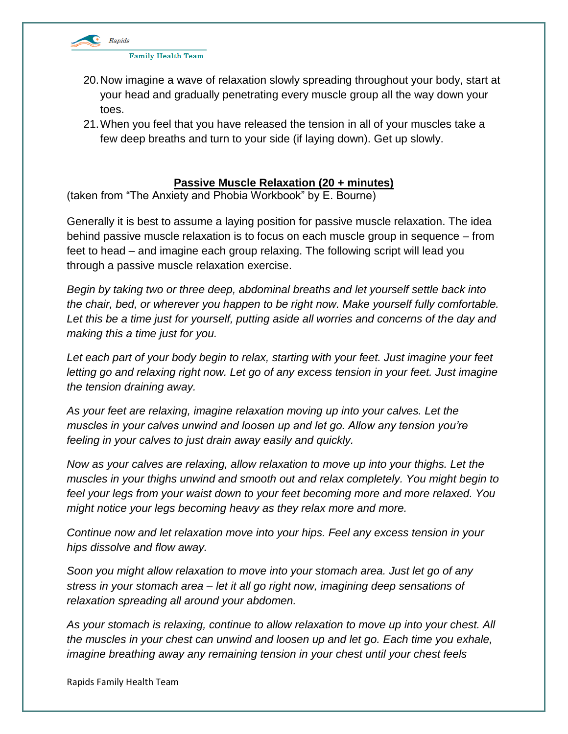20. Now imagine a wave of relaxation slowly spreading throughout your body, start at your head and gradually penetrating every muscle group all the way down your toes.
21. When you feel that you have released the tension in all of your muscles take a few deep breaths and turn to your side (if laying down). Get up slowly.

## Passive Muscle Relaxation (20 + minutes)

(taken from "The Anxiety and Phobia Workbook" by E. Bourne)

Generally it is best to assume a laying position for passive muscle relaxation. The idea behind passive muscle relaxation is to focus on each muscle group in sequence – from feet to head – and imagine each group relaxing. The following script will lead you through a passive muscle relaxation exercise.

*Begin by taking two or three deep, abdominal breaths and let yourself settle back into the chair, bed, or wherever you happen to be right now. Make yourself fully comfortable. Let this be a time just for yourself, putting aside all worries and concerns of the day and making this a time just for you.*

*Let each part of your body begin to relax, starting with your feet. Just imagine your feet letting go and relaxing right now. Let go of any excess tension in your feet. Just imagine the tension draining away.*

*As your feet are relaxing, imagine relaxation moving up into your calves. Let the muscles in your calves unwind and loosen up and let go. Allow any tension you're feeling in your calves to just drain away easily and quickly.*

*Now as your calves are relaxing, allow relaxation to move up into your thighs. Let the muscles in your thighs unwind and smooth out and relax completely. You might begin to feel your legs from your waist down to your feet becoming more and more relaxed. You might notice your legs becoming heavy as they relax more and more.*

*Continue now and let relaxation move into your hips. Feel any excess tension in your hips dissolve and flow away.*

*Soon you might allow relaxation to move into your stomach area. Just let go of any stress in your stomach area – let it all go right now, imagining deep sensations of relaxation spreading all around your abdomen.*

*As your stomach is relaxing, continue to allow relaxation to move up into your chest. All the muscles in your chest can unwind and loosen up and let go. Each time you exhale, imagine breathing away any remaining tension in your chest until your chest feels*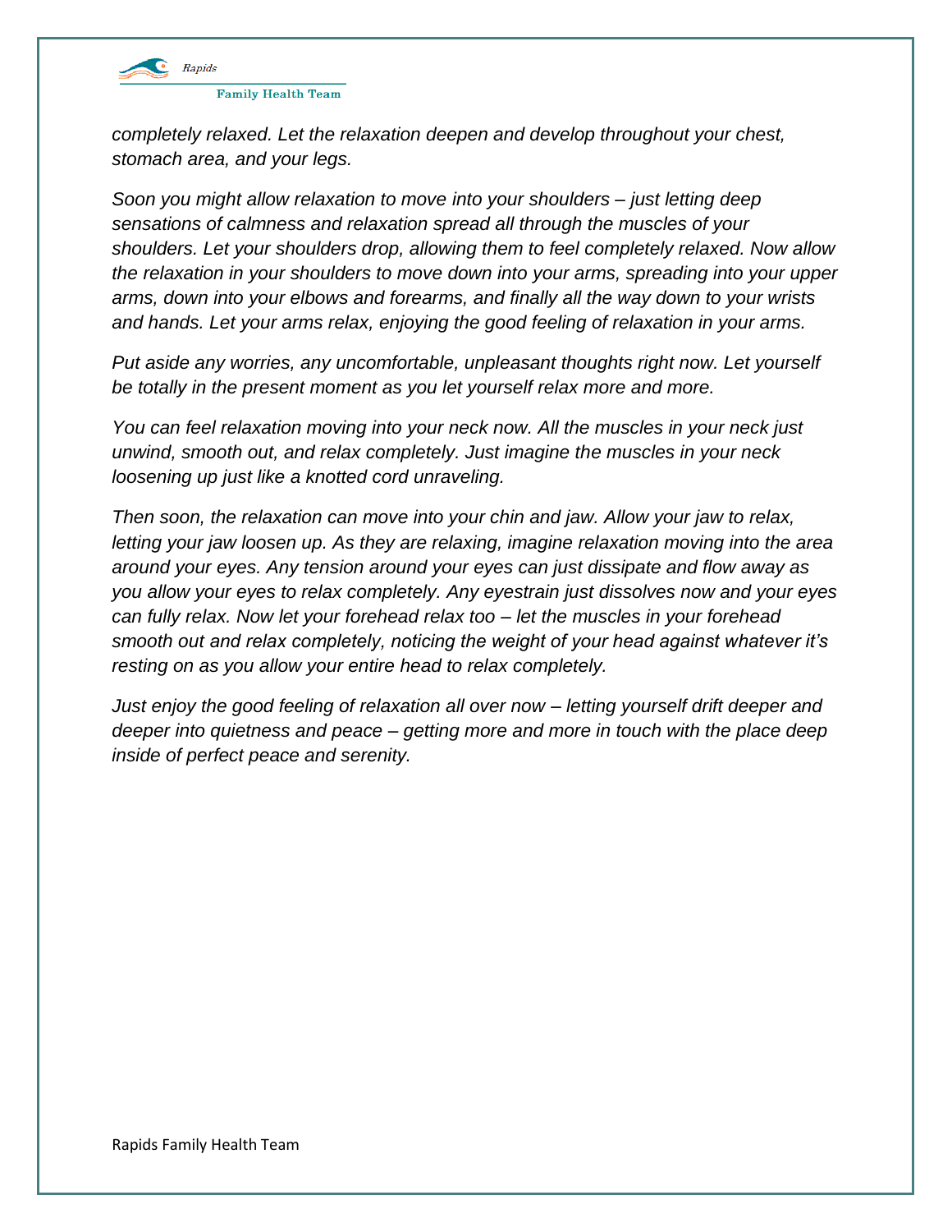*completely relaxed. Let the relaxation deepen and develop throughout your chest, stomach area, and your legs.*

*Soon you might allow relaxation to move into your shoulders – just letting deep sensations of calmness and relaxation spread all through the muscles of your shoulders. Let your shoulders drop, allowing them to feel completely relaxed. Now allow the relaxation in your shoulders to move down into your arms, spreading into your upper arms, down into your elbows and forearms, and finally all the way down to your wrists and hands. Let your arms relax, enjoying the good feeling of relaxation in your arms.*

*Put aside any worries, any uncomfortable, unpleasant thoughts right now. Let yourself be totally in the present moment as you let yourself relax more and more.*

*You can feel relaxation moving into your neck now. All the muscles in your neck just unwind, smooth out, and relax completely. Just imagine the muscles in your neck loosening up just like a knotted cord unraveling.*

*Then soon, the relaxation can move into your chin and jaw. Allow your jaw to relax, letting your jaw loosen up. As they are relaxing, imagine relaxation moving into the area around your eyes. Any tension around your eyes can just dissipate and flow away as you allow your eyes to relax completely. Any eyestrain just dissolves now and your eyes can fully relax. Now let your forehead relax too – let the muscles in your forehead smooth out and relax completely, noticing the weight of your head against whatever it's resting on as you allow your entire head to relax completely.*

*Just enjoy the good feeling of relaxation all over now – letting yourself drift deeper and deeper into quietness and peace – getting more and more in touch with the place deep inside of perfect peace and serenity.*